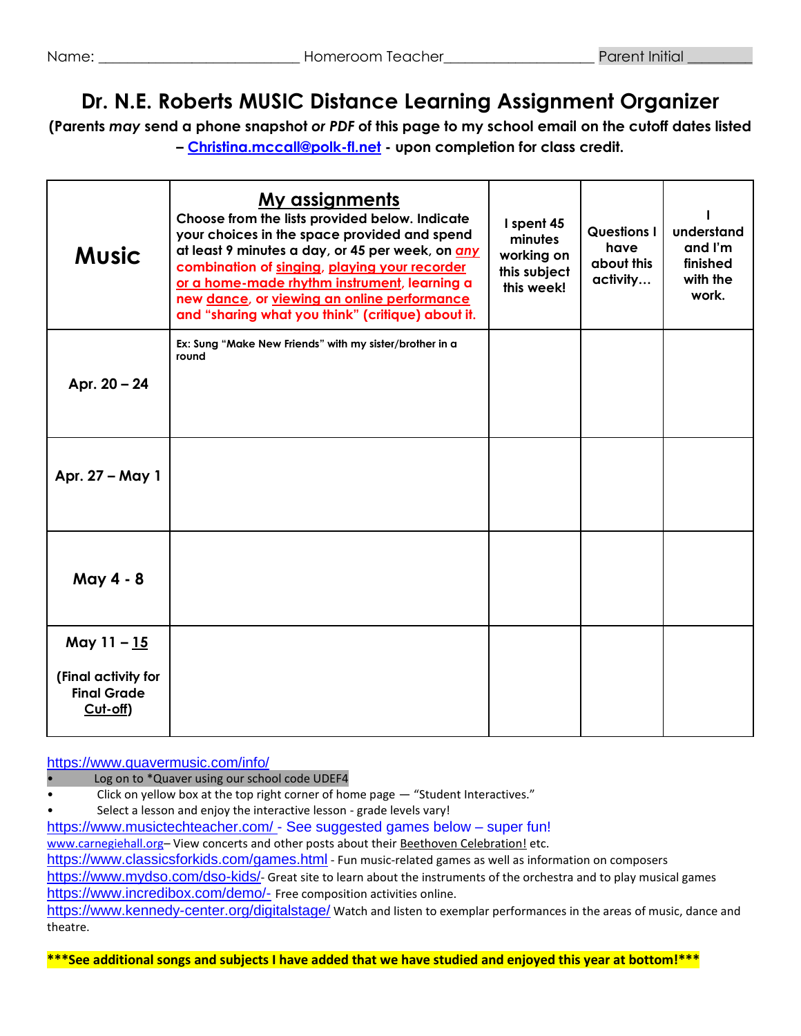Name: ___________________________ Homeroom Teacher___________________ Parent Initial ________

# Dr. N.E. Roberts MUSIC Distance Learning Assignment Organizer

**(Parents *may* send a phone snapshot *or* PDF of this page to my school email on the cutoff dates listed – Christina.mccall@polk-fl.net - upon completion for class credit.**

| **Music** | **My assignments** Choose from the lists provided below. Indicate your choices in the space provided and spend at least 9 minutes a day, or 45 per week, on *any* combination of singing, playing your recorder or a home-made rhythm instrument, learning a new dance, or viewing an online performance and "sharing what you think" (critique) about it. | **I spent 45 minutes working on this subject this week!** | **Questions I have about this activity…** | **I understand and I'm finished with the work.** |
|---|---|---|---|---|
| **Apr. 20 – 24** | Ex: Sung "Make New Friends" with my sister/brother in a round | | | |
| **Apr. 27 – May 1** | | | | |
| **May 4 - 8** | | | | |
| **May 11 – 15** (Final activity for Final Grade Cut-off) | | | | |

https://www.quavermusic.com/info/

- Log on to *Quaver using our school code UDEF4
- Click on yellow box at the top right corner of home page — "Student Interactives."
- Select a lesson and enjoy the interactive lesson - grade levels vary!

https://www.musictechteacher.com/ - See suggested games below – super fun!

www.carnegiehall.org– View concerts and other posts about their Beethoven Celebration! etc.

https://www.classicsforkids.com/games.html - Fun music-related games as well as information on composers

https://www.mydso.com/dso-kids/- Great site to learn about the instruments of the orchestra and to play musical games

https://www.incredibox.com/demo/- Free composition activities online.

https://www.kennedy-center.org/digitalstage/ Watch and listen to exemplar performances in the areas of music, dance and theatre.

**\*\*\*See additional songs and subjects I have added that we have studied and enjoyed this year at bottom!\*\*\***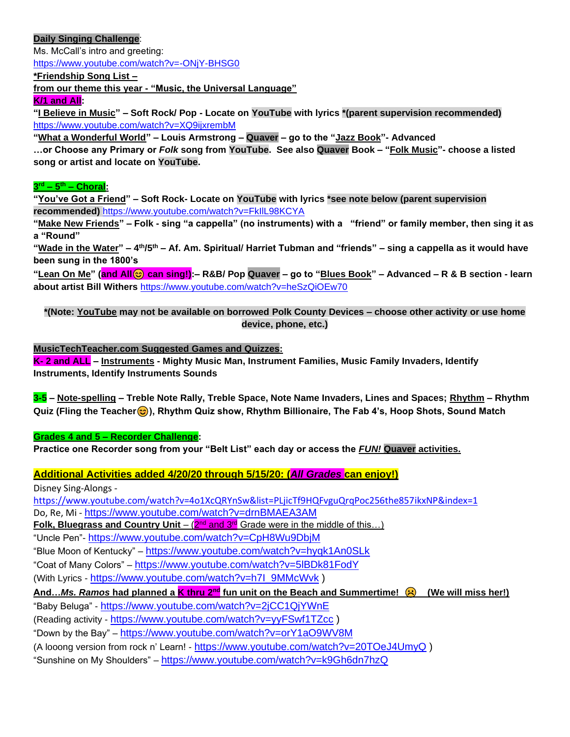**Daily Singing Challenge**:

Ms. McCall's intro and greeting:
https://www.youtube.com/watch?v=-ONjY-BHSG0

**\*Friendship Song List –**

**from our theme this year - "Music, the Universal Language"**

**K/1 and All:**

**"I Believe in Music" – Soft Rock/ Pop - Locate on YouTube with lyrics \*(parent supervision recommended)**
https://www.youtube.com/watch?v=XQ9ijxrembM

**"What a Wonderful World" – Louis Armstrong – Quaver – go to the "Jazz Book"- Advanced**

**…or Choose any Primary or *Folk* song from YouTube. See also Quaver Book – "Folk Music"- choose a listed song or artist and locate on YouTube.**

**3rd – 5th – Choral:**

**"You've Got a Friend" – Soft Rock- Locate on YouTube with lyrics \*see note below (parent supervision recommended)** https://www.youtube.com/watch?v=FkIlL98KCYA

**"Make New Friends" – Folk - sing "a cappella" (no instruments) with a "friend" or family member, then sing it as a "Round"**

**"Wade in the Water" – 4th/5th – Af. Am. Spiritual/ Harriet Tubman and "friends" – sing a cappella as it would have been sung in the 1800's**

**"Lean On Me" (and All😊 can sing!):– R&B/ Pop Quaver – go to "Blues Book" – Advanced – R & B section - learn about artist Bill Withers** https://www.youtube.com/watch?v=heSzQiOEw70

**\*(Note: YouTube may not be available on borrowed Polk County Devices – choose other activity or use home device, phone, etc.)**

**MusicTechTeacher.com Suggested Games and Quizzes:**

**K- 2 and ALL – Instruments - Mighty Music Man, Instrument Families, Music Family Invaders, Identify Instruments, Identify Instruments Sounds**

**3-5 – Note-spelling – Treble Note Rally, Treble Space, Note Name Invaders, Lines and Spaces; Rhythm – Rhythm Quiz (Fling the Teacher😊), Rhythm Quiz show, Rhythm Billionaire, The Fab 4's, Hoop Shots, Sound Match**

**Grades 4 and 5 – Recorder Challenge:**

**Practice one Recorder song from your "Belt List" each day or access the *FUN!* Quaver activities.**

**Additional Activities added 4/20/20 through 5/15/20: (*All Grades* can enjoy!)**

Disney Sing-Alongs -
https://www.youtube.com/watch?v=4o1XcQRYnSw&list=PLjicTf9HQFvguQrqPoc256the857ikxNP&index=1

Do, Re, Mi - https://www.youtube.com/watch?v=drnBMAEA3AM

**Folk, Bluegrass and Country Unit** – (2nd and 3rd Grade were in the middle of this…)

"Uncle Pen"- https://www.youtube.com/watch?v=CpH8Wu9DbjM

"Blue Moon of Kentucky" – https://www.youtube.com/watch?v=hyqk1An0SLk

"Coat of Many Colors" – https://www.youtube.com/watch?v=5lBDk81FodY

(With Lyrics - https://www.youtube.com/watch?v=h7I_9MMcWvk )

**And…*Ms. Ramos* had planned a K thru 2nd fun unit on the Beach and Summertime! ☹ (We will miss her!)**

"Baby Beluga" - https://www.youtube.com/watch?v=2jCC1QjYWnE

(Reading activity - https://www.youtube.com/watch?v=yyFSwf1TZcc )

"Down by the Bay" – https://www.youtube.com/watch?v=orY1aO9WV8M

(A looong version from rock n' Learn! - https://www.youtube.com/watch?v=20TOeJ4UmyQ )

"Sunshine on My Shoulders" – https://www.youtube.com/watch?v=k9Gh6dn7hzQ